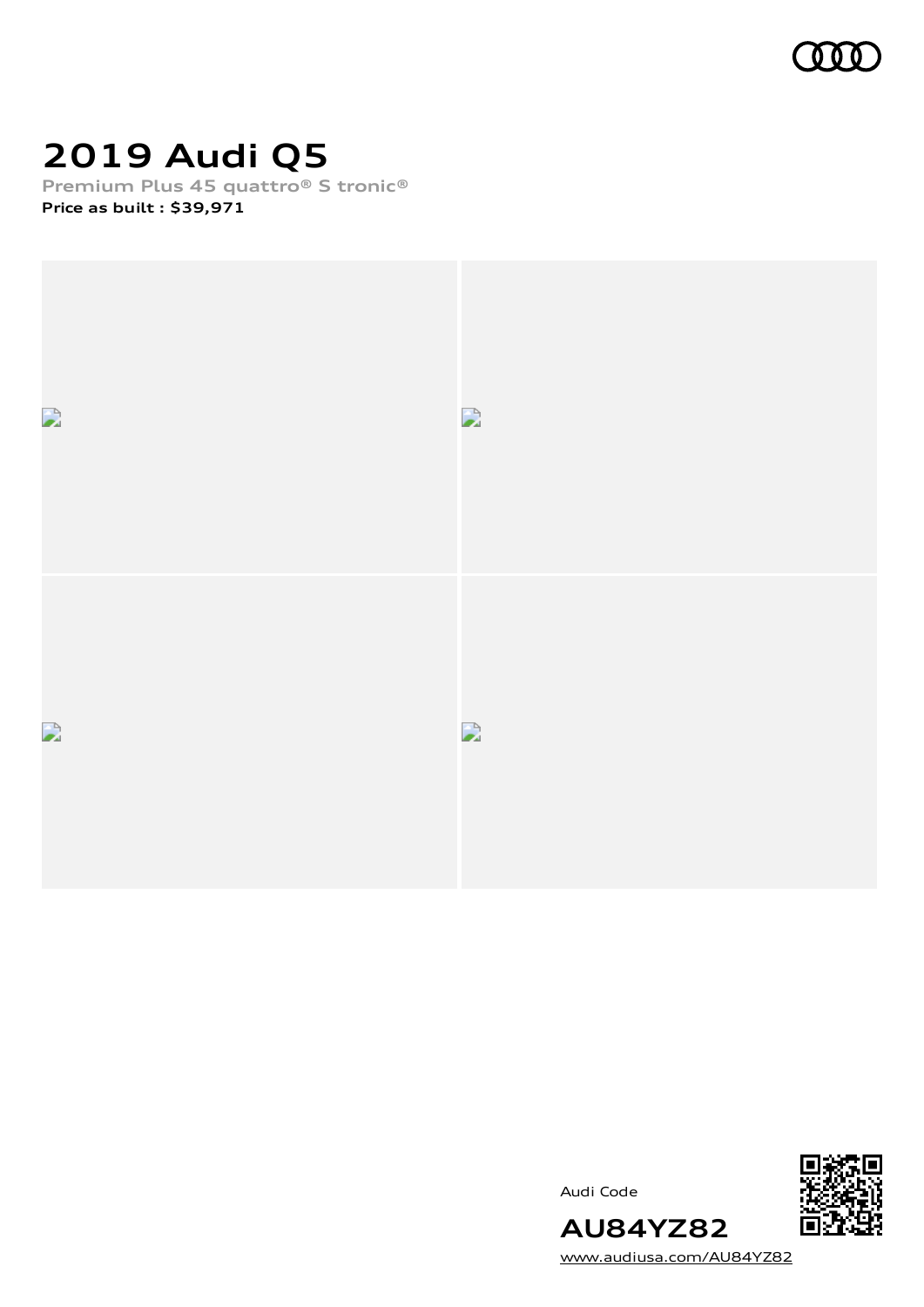# 2019 Audi Q5

**Premium Plus 45 quattro® S tronic®**

**Price as built : $39,971**

Audi Code

**AU84YZ82**

www.audiusa.com/AU84YZ82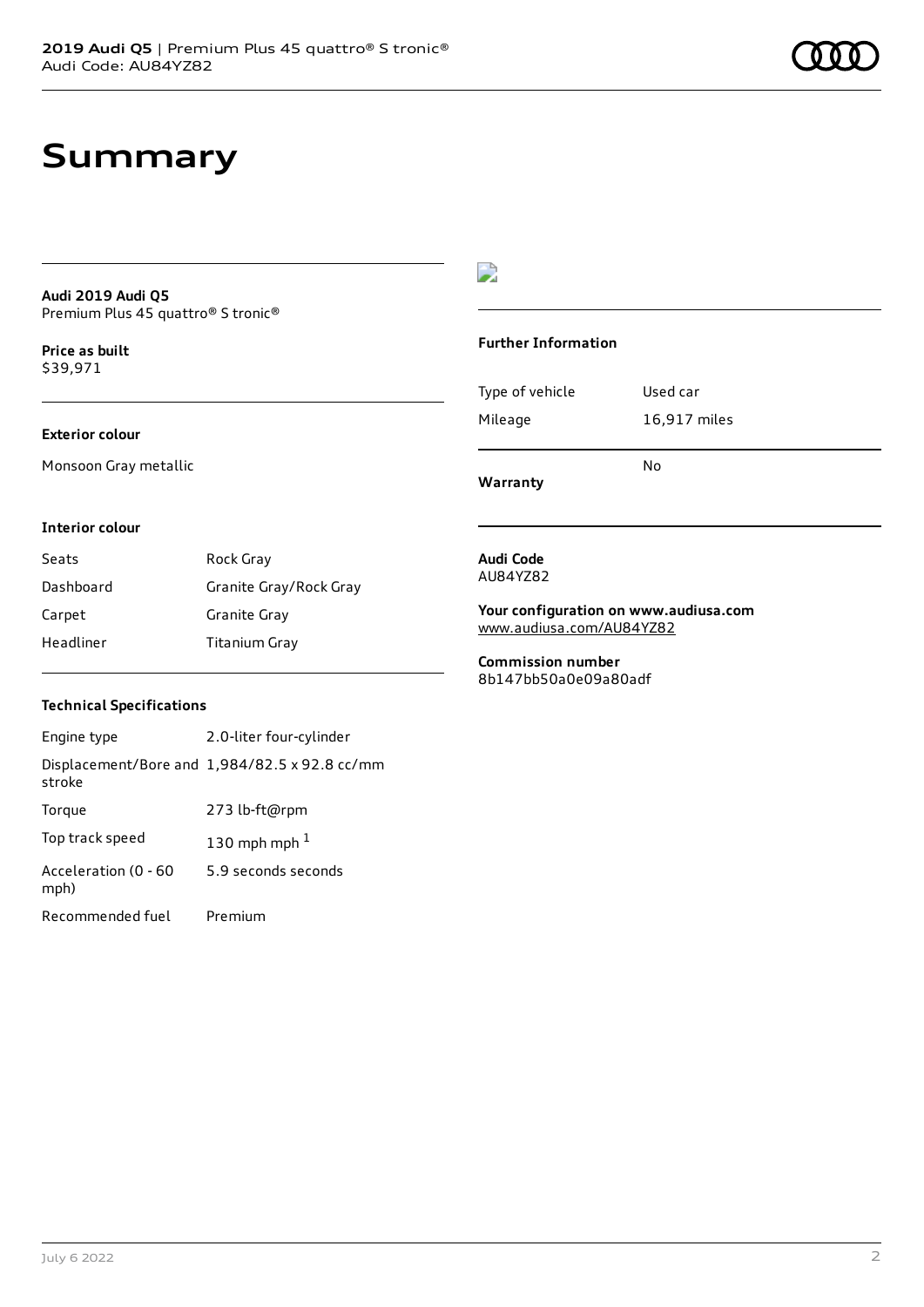# Summary

**Audi 2019 Audi Q5**
Premium Plus 45 quattro® S tronic®

**Price as built**
$39,971

**Exterior colour**

Monsoon Gray metallic

**Interior colour**

| | |
|---|---|
| Seats | Rock Gray |
| Dashboard | Granite Gray/Rock Gray |
| Carpet | Granite Gray |
| Headliner | Titanium Gray |

**Technical Specifications**

| | |
|---|---|
| Engine type | 2.0-liter four-cylinder |
| Displacement/Bore and stroke | 1,984/82.5 x 92.8 cc/mm |
| Torque | 273 lb-ft@rpm |
| Top track speed | 130 mph mph [1] |
| Acceleration (0 - 60 mph) | 5.9 seconds seconds |
| Recommended fuel | Premium |

**Further Information**

| | |
|---|---|
| Type of vehicle | Used car |
| Mileage | 16,917 miles |
| **Warranty** | No |

**Audi Code**
AU84YZ82

**Your configuration on www.audiusa.com**
www.audiusa.com/AU84YZ82

**Commission number**
8b147bb50a0e09a80adf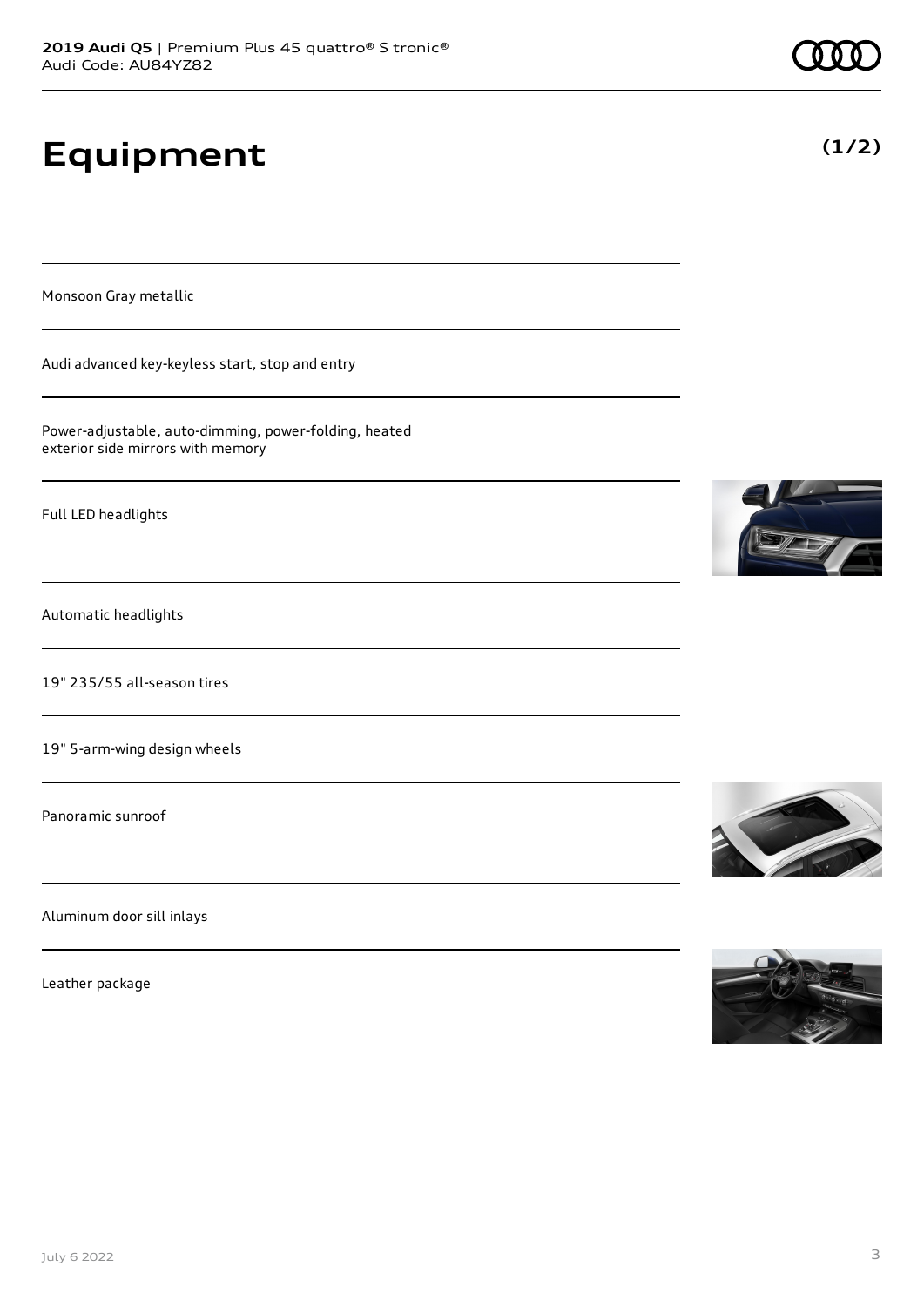# Equipment

**(1/2)**

Monsoon Gray metallic

Audi advanced key-keyless start, stop and entry

Power-adjustable, auto-dimming, power-folding, heated exterior side mirrors with memory

Full LED headlights

Automatic headlights

19" 235/55 all-season tires

19" 5-arm-wing design wheels

Panoramic sunroof

Aluminum door sill inlays

Leather package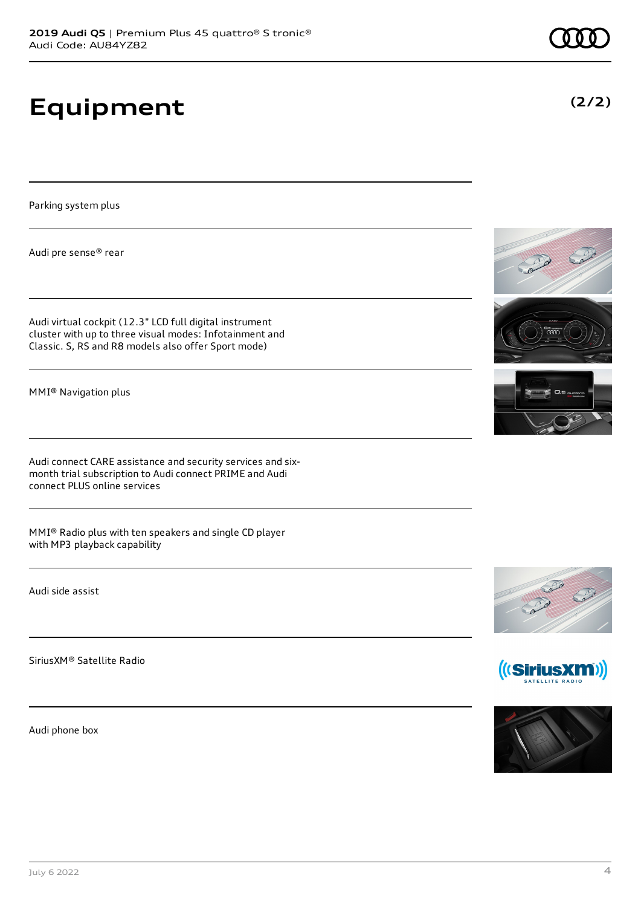# Equipment

(2/2)

Parking system plus

Audi pre sense® rear

Audi virtual cockpit (12.3" LCD full digital instrument cluster with up to three visual modes: Infotainment and Classic. S, RS and R8 models also offer Sport mode)

MMI® Navigation plus

Audi connect CARE assistance and security services and six-month trial subscription to Audi connect PRIME and Audi connect PLUS online services

MMI® Radio plus with ten speakers and single CD player with MP3 playback capability

Audi side assist

SiriusXM® Satellite Radio

Audi phone box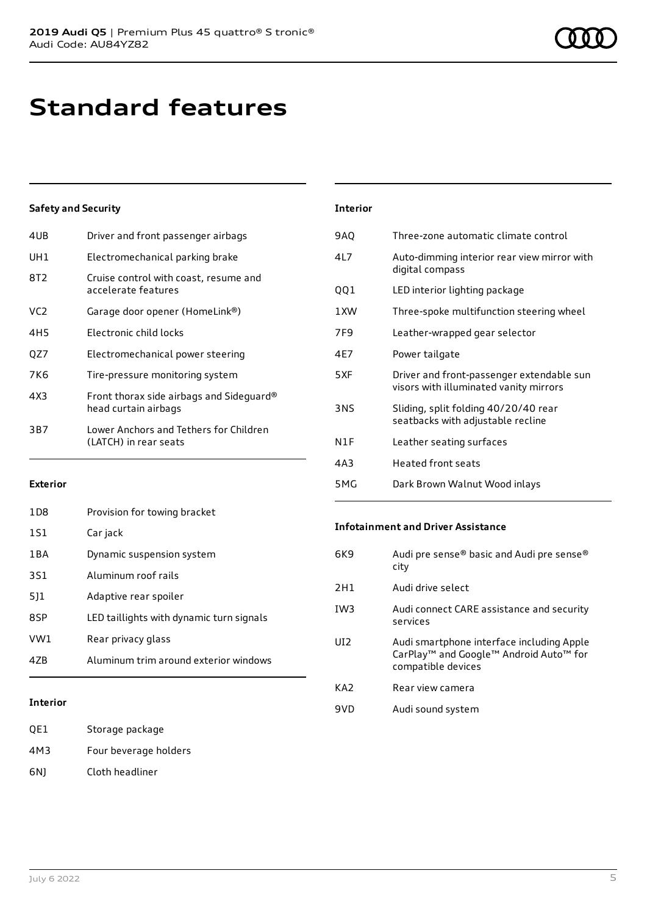# Standard features

### Safety and Security

| | |
|---|---|
| 4UB | Driver and front passenger airbags |
| UH1 | Electromechanical parking brake |
| 8T2 | Cruise control with coast, resume and accelerate features |
| VC2 | Garage door opener (HomeLink®) |
| 4H5 | Electronic child locks |
| QZ7 | Electromechanical power steering |
| 7K6 | Tire-pressure monitoring system |
| 4X3 | Front thorax side airbags and Sideguard® head curtain airbags |
| 3B7 | Lower Anchors and Tethers for Children (LATCH) in rear seats |

### Exterior

| | |
|---|---|
| 1D8 | Provision for towing bracket |
| 1S1 | Car jack |
| 1BA | Dynamic suspension system |
| 3S1 | Aluminum roof rails |
| 5J1 | Adaptive rear spoiler |
| 8SP | LED taillights with dynamic turn signals |
| VW1 | Rear privacy glass |
| 4ZB | Aluminum trim around exterior windows |

### Interior

| | |
|---|---|
| QE1 | Storage package |
| 4M3 | Four beverage holders |
| 6NJ | Cloth headliner |

### Interior

| | |
|---|---|
| 9AQ | Three-zone automatic climate control |
| 4L7 | Auto-dimming interior rear view mirror with digital compass |
| QQ1 | LED interior lighting package |
| 1XW | Three-spoke multifunction steering wheel |
| 7F9 | Leather-wrapped gear selector |
| 4E7 | Power tailgate |
| 5XF | Driver and front-passenger extendable sun visors with illuminated vanity mirrors |
| 3NS | Sliding, split folding 40/20/40 rear seatbacks with adjustable recline |
| N1F | Leather seating surfaces |
| 4A3 | Heated front seats |
| 5MG | Dark Brown Walnut Wood inlays |

### Infotainment and Driver Assistance

| | |
|---|---|
| 6K9 | Audi pre sense® basic and Audi pre sense® city |
| 2H1 | Audi drive select |
| IW3 | Audi connect CARE assistance and security services |
| UI2 | Audi smartphone interface including Apple CarPlay™ and Google™ Android Auto™ for compatible devices |
| KA2 | Rear view camera |
| 9VD | Audi sound system |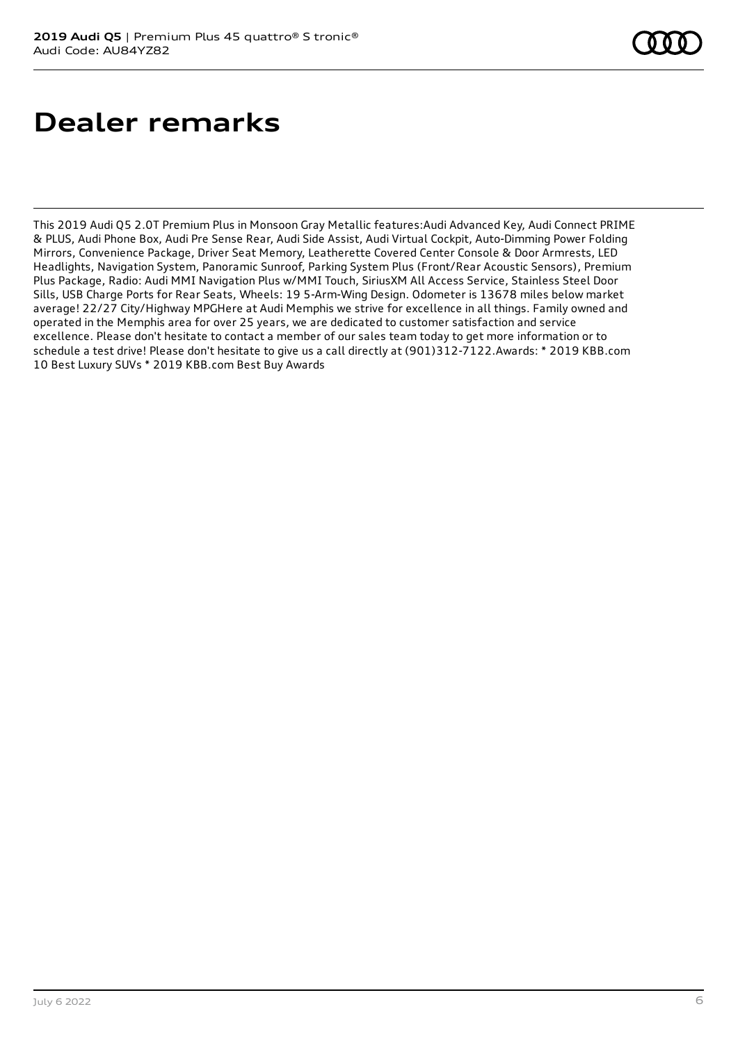# Dealer remarks

This 2019 Audi Q5 2.0T Premium Plus in Monsoon Gray Metallic features:Audi Advanced Key, Audi Connect PRIME & PLUS, Audi Phone Box, Audi Pre Sense Rear, Audi Side Assist, Audi Virtual Cockpit, Auto-Dimming Power Folding Mirrors, Convenience Package, Driver Seat Memory, Leatherette Covered Center Console & Door Armrests, LED Headlights, Navigation System, Panoramic Sunroof, Parking System Plus (Front/Rear Acoustic Sensors), Premium Plus Package, Radio: Audi MMI Navigation Plus w/MMI Touch, SiriusXM All Access Service, Stainless Steel Door Sills, USB Charge Ports for Rear Seats, Wheels: 19 5-Arm-Wing Design. Odometer is 13678 miles below market average! 22/27 City/Highway MPGHere at Audi Memphis we strive for excellence in all things. Family owned and operated in the Memphis area for over 25 years, we are dedicated to customer satisfaction and service excellence. Please don't hesitate to contact a member of our sales team today to get more information or to schedule a test drive! Please don't hesitate to give us a call directly at (901)312-7122.Awards: * 2019 KBB.com 10 Best Luxury SUVs * 2019 KBB.com Best Buy Awards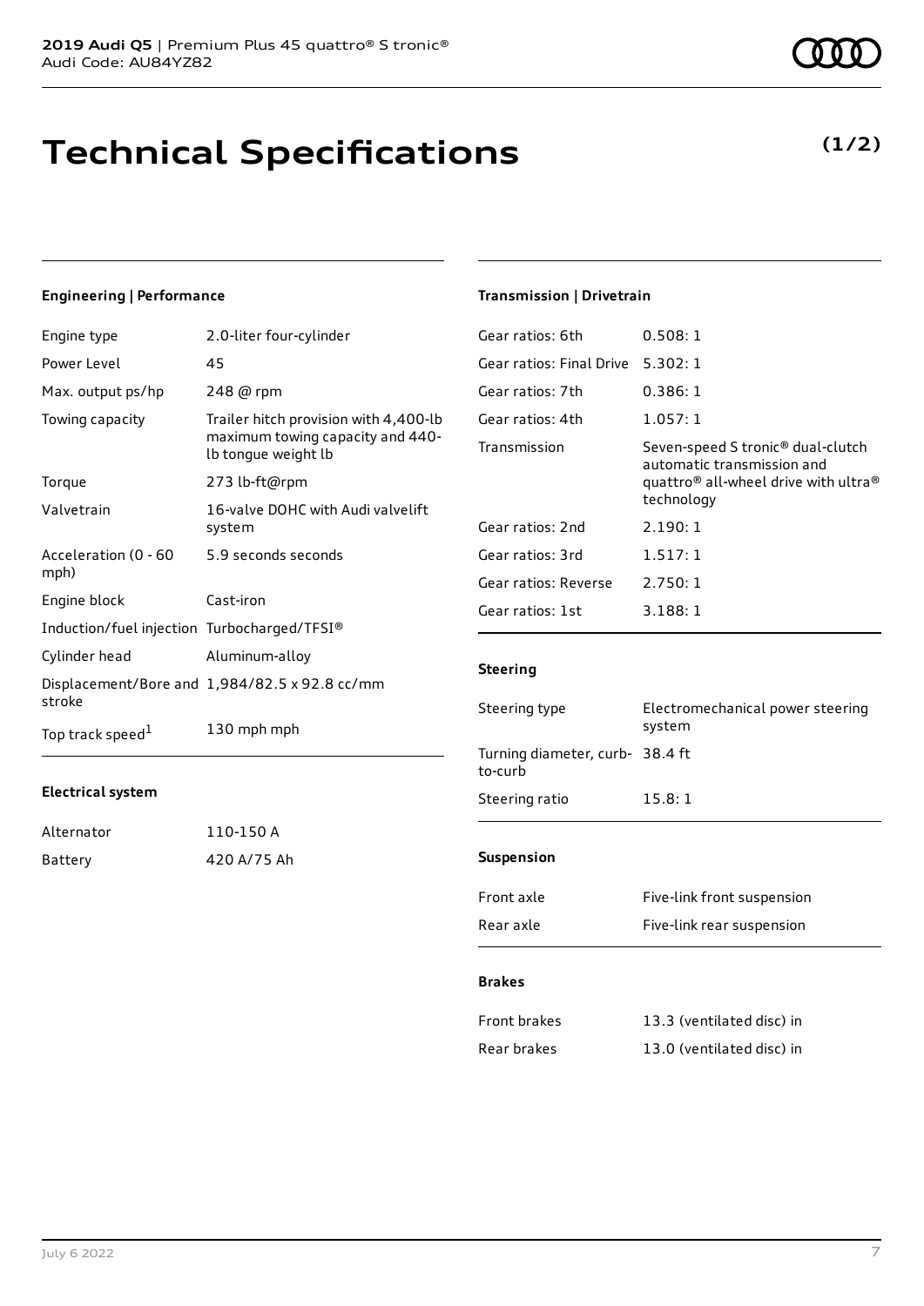# Technical Specifications

**(1/2)**

### Engineering | Performance

| | |
|---|---|
| Engine type | 2.0-liter four-cylinder |
| Power Level | 45 |
| Max. output ps/hp | 248 @ rpm |
| Towing capacity | Trailer hitch provision with 4,400-lb maximum towing capacity and 440-lb tongue weight lb |
| Torque | 273 lb-ft@rpm |
| Valvetrain | 16-valve DOHC with Audi valvelift system |
| Acceleration (0 - 60 mph) | 5.9 seconds seconds |
| Engine block | Cast-iron |
| Induction/fuel injection | Turbocharged/TFSI® |
| Cylinder head | Aluminum-alloy |
| Displacement/Bore and stroke | 1,984/82.5 x 92.8 cc/mm |
| Top track speed[1] | 130 mph mph |

### Electrical system

| | |
|---|---|
| Alternator | 110-150 A |
| Battery | 420 A/75 Ah |

### Transmission | Drivetrain

| | |
|---|---|
| Gear ratios: 6th | 0.508: 1 |
| Gear ratios: Final Drive | 5.302: 1 |
| Gear ratios: 7th | 0.386: 1 |
| Gear ratios: 4th | 1.057: 1 |
| Transmission | Seven-speed S tronic® dual-clutch automatic transmission and quattro® all-wheel drive with ultra® technology |
| Gear ratios: 2nd | 2.190: 1 |
| Gear ratios: 3rd | 1.517: 1 |
| Gear ratios: Reverse | 2.750: 1 |
| Gear ratios: 1st | 3.188: 1 |

### Steering

| | |
|---|---|
| Steering type | Electromechanical power steering system |
| Turning diameter, curb-to-curb | 38.4 ft |
| Steering ratio | 15.8: 1 |

### Suspension

| | |
|---|---|
| Front axle | Five-link front suspension |
| Rear axle | Five-link rear suspension |

### Brakes

| | |
|---|---|
| Front brakes | 13.3 (ventilated disc) in |
| Rear brakes | 13.0 (ventilated disc) in |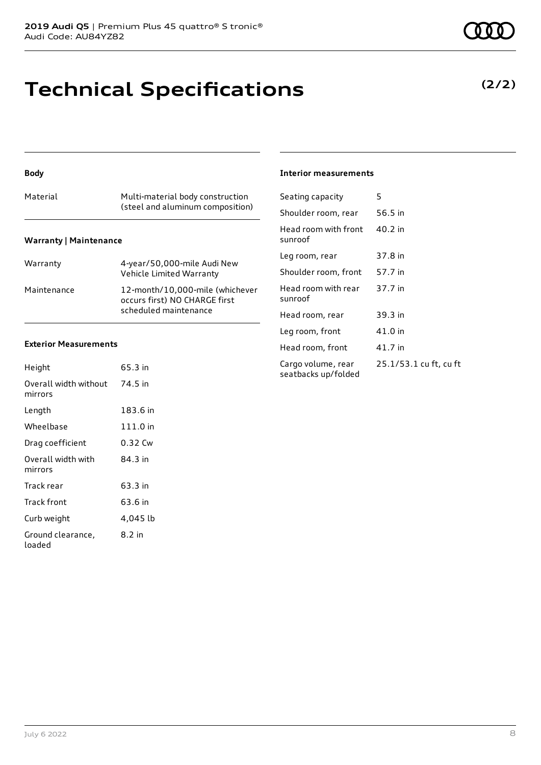# Technical Specifications

**(2/2)**

### Body

| | |
|---|---|
| Material | Multi-material body construction (steel and aluminum composition) |

### Warranty | Maintenance

| | |
|---|---|
| Warranty | 4-year/50,000-mile Audi New Vehicle Limited Warranty |
| Maintenance | 12-month/10,000-mile (whichever occurs first) NO CHARGE first scheduled maintenance |

### Exterior Measurements

| | |
|---|---|
| Height | 65.3 in |
| Overall width without mirrors | 74.5 in |
| Length | 183.6 in |
| Wheelbase | 111.0 in |
| Drag coefficient | 0.32 Cw |
| Overall width with mirrors | 84.3 in |
| Track rear | 63.3 in |
| Track front | 63.6 in |
| Curb weight | 4,045 lb |
| Ground clearance, loaded | 8.2 in |

### Interior measurements

| | |
|---|---|
| Seating capacity | 5 |
| Shoulder room, rear | 56.5 in |
| Head room with front sunroof | 40.2 in |
| Leg room, rear | 37.8 in |
| Shoulder room, front | 57.7 in |
| Head room with rear sunroof | 37.7 in |
| Head room, rear | 39.3 in |
| Leg room, front | 41.0 in |
| Head room, front | 41.7 in |
| Cargo volume, rear seatbacks up/folded | 25.1/53.1 cu ft, cu ft |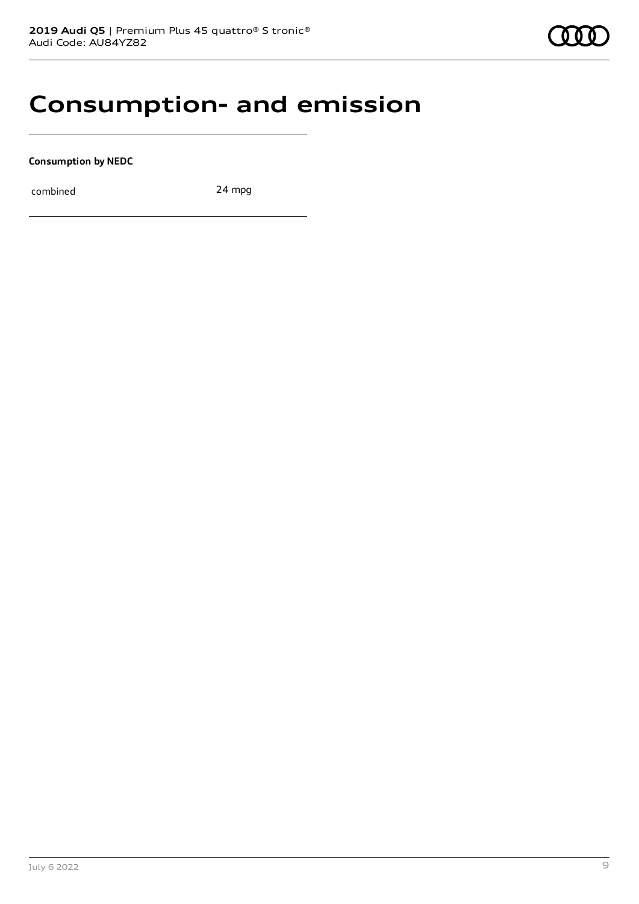# Consumption- and emission

**Consumption by NEDC**

| | |
|---|---|
| combined | 24 mpg |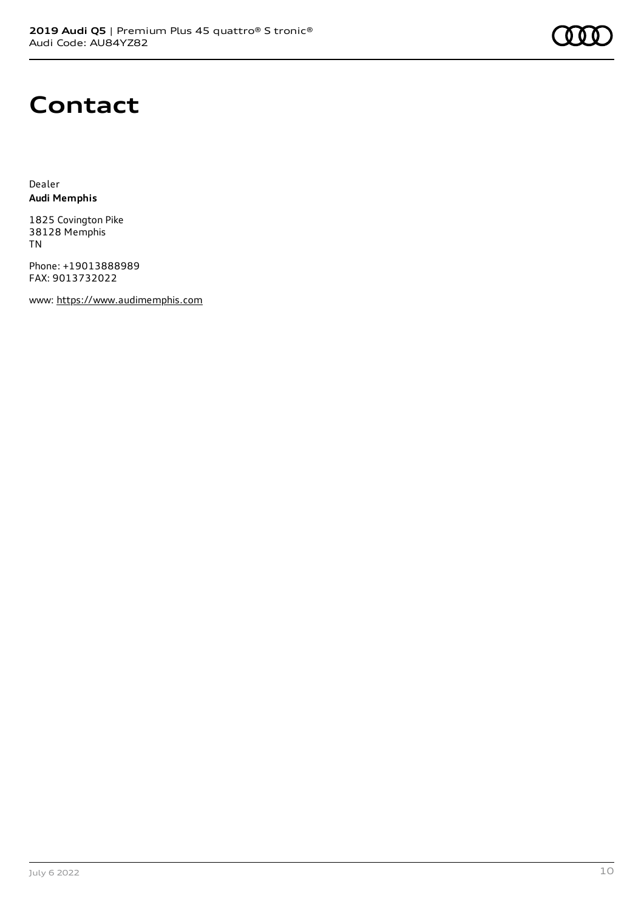# Contact

Dealer
**Audi Memphis**

1825 Covington Pike
38128 Memphis
TN

Phone: +19013888989
FAX: 9013732022

www: https://www.audimemphis.com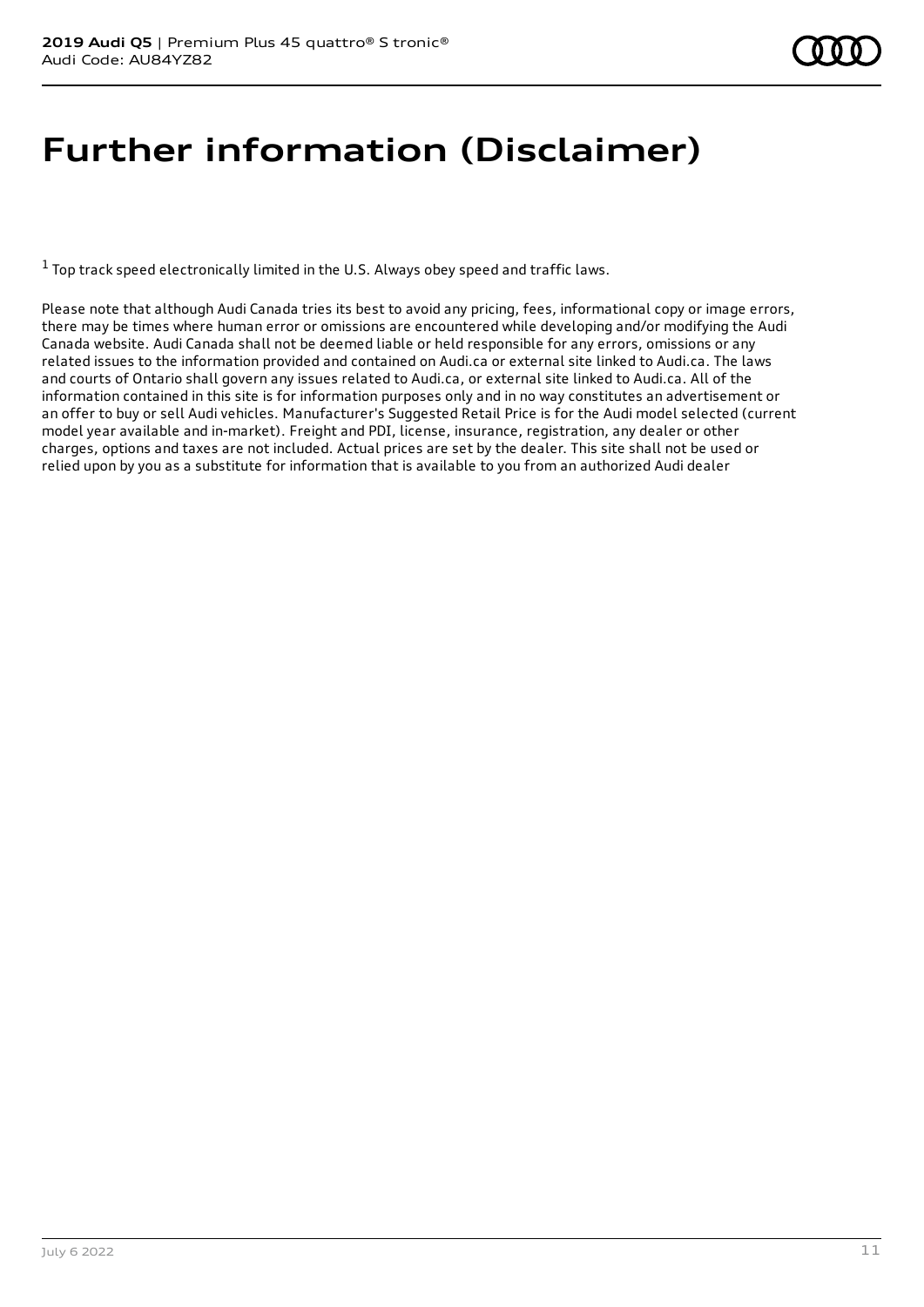# Further information (Disclaimer)

[1] Top track speed electronically limited in the U.S. Always obey speed and traffic laws.

Please note that although Audi Canada tries its best to avoid any pricing, fees, informational copy or image errors, there may be times where human error or omissions are encountered while developing and/or modifying the Audi Canada website. Audi Canada shall not be deemed liable or held responsible for any errors, omissions or any related issues to the information provided and contained on Audi.ca or external site linked to Audi.ca. The laws and courts of Ontario shall govern any issues related to Audi.ca, or external site linked to Audi.ca. All of the information contained in this site is for information purposes only and in no way constitutes an advertisement or an offer to buy or sell Audi vehicles. Manufacturer's Suggested Retail Price is for the Audi model selected (current model year available and in-market). Freight and PDI, license, insurance, registration, any dealer or other charges, options and taxes are not included. Actual prices are set by the dealer. This site shall not be used or relied upon by you as a substitute for information that is available to you from an authorized Audi dealer